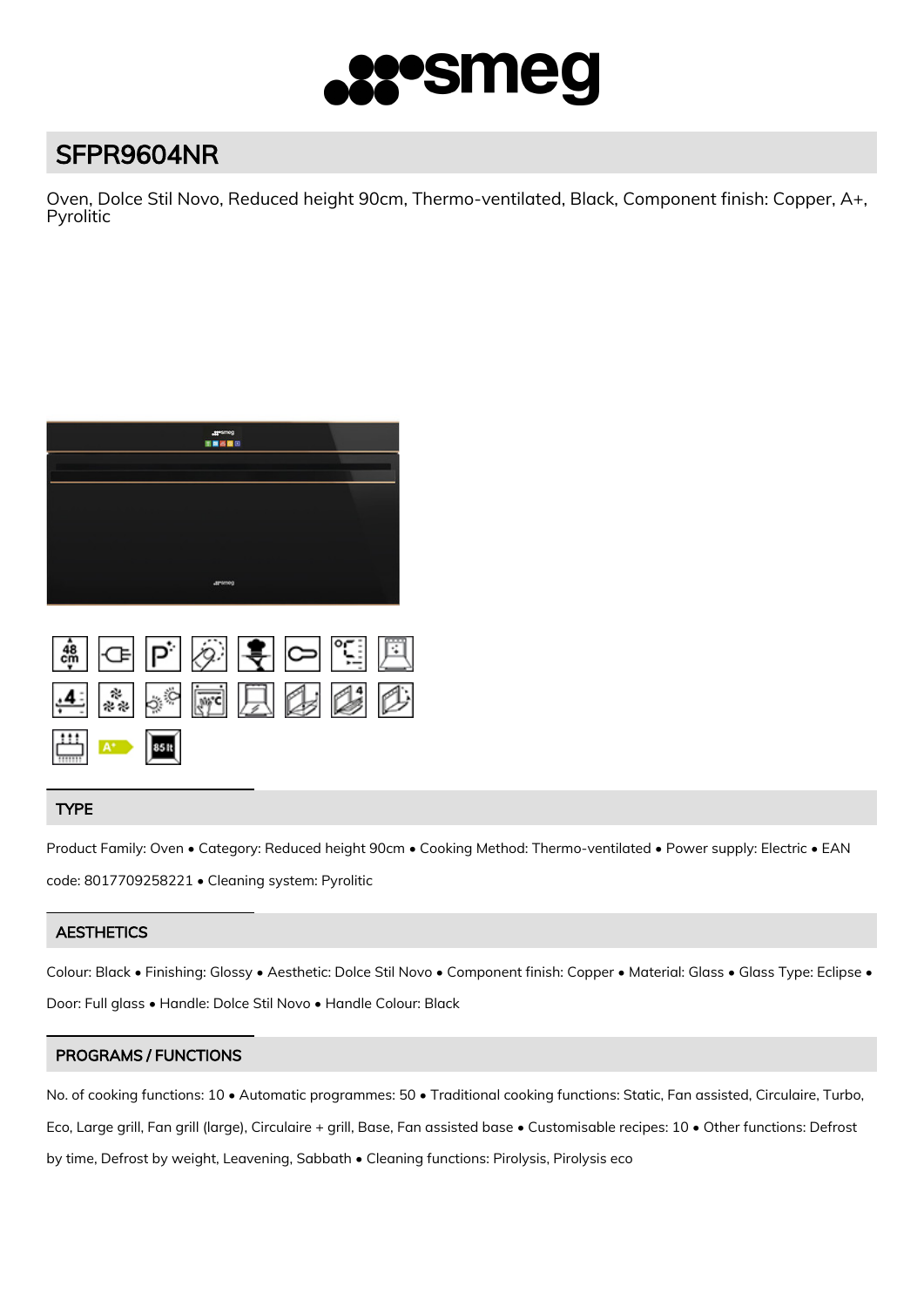# SFPR9604NR

Oven, Dolce Stil Novo, Reduced height 90cm, Thermo-ventilated, Black, Component finish: Copper, A+, Pyrolitic

## TYPE

Product Family: Oven • Category: Reduced height 90cm • Cooking Method: Thermo-ventilated • Power supply: Electric • EAN code: 8017709258221 • Cleaning system: Pyrolitic

## AESTHETICS

Colour: Black • Finishing: Glossy • Aesthetic: Dolce Stil Novo • Component finish: Copper • Material: Glass • Glass Type: Eclipse • Door: Full glass • Handle: Dolce Stil Novo • Handle Colour: Black

## PROGRAMS / FUNCTIONS

No. of cooking functions: 10 • Automatic programmes: 50 • Traditional cooking functions: Static, Fan assisted, Circulaire, Turbo, Eco, Large grill, Fan grill (large), Circulaire + grill, Base, Fan assisted base • Customisable recipes: 10 • Other functions: Defrost by time, Defrost by weight, Leavening, Sabbath • Cleaning functions: Pirolysis, Pirolysis eco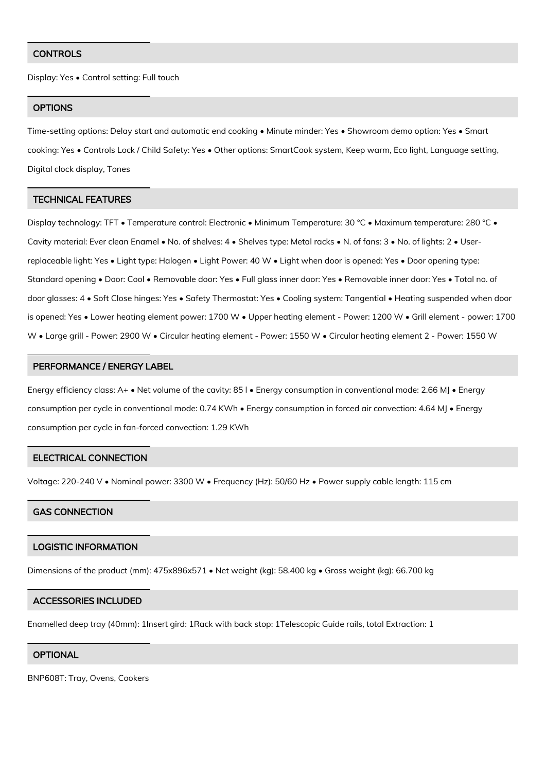## CONTROLS

Display: Yes • Control setting: Full touch

## OPTIONS

Time-setting options: Delay start and automatic end cooking • Minute minder: Yes • Showroom demo option: Yes • Smart cooking: Yes • Controls Lock / Child Safety: Yes • Other options: SmartCook system, Keep warm, Eco light, Language setting, Digital clock display, Tones

## TECHNICAL FEATURES

Display technology: TFT • Temperature control: Electronic • Minimum Temperature: 30 °C • Maximum temperature: 280 °C • Cavity material: Ever clean Enamel • No. of shelves: 4 • Shelves type: Metal racks • N. of fans: 3 • No. of lights: 2 • User-replaceable light: Yes • Light type: Halogen • Light Power: 40 W • Light when door is opened: Yes • Door opening type: Standard opening • Door: Cool • Removable door: Yes • Full glass inner door: Yes • Removable inner door: Yes • Total no. of door glasses: 4 • Soft Close hinges: Yes • Safety Thermostat: Yes • Cooling system: Tangential • Heating suspended when door is opened: Yes • Lower heating element power: 1700 W • Upper heating element - Power: 1200 W • Grill element - power: 1700 W • Large grill - Power: 2900 W • Circular heating element - Power: 1550 W • Circular heating element 2 - Power: 1550 W

## PERFORMANCE / ENERGY LABEL

Energy efficiency class: A+ • Net volume of the cavity: 85 l • Energy consumption in conventional mode: 2.66 MJ • Energy consumption per cycle in conventional mode: 0.74 KWh • Energy consumption in forced air convection: 4.64 MJ • Energy consumption per cycle in fan-forced convection: 1.29 KWh

## ELECTRICAL CONNECTION

Voltage: 220-240 V • Nominal power: 3300 W • Frequency (Hz): 50/60 Hz • Power supply cable length: 115 cm

## GAS CONNECTION

## LOGISTIC INFORMATION

Dimensions of the product (mm): 475x896x571 • Net weight (kg): 58.400 kg • Gross weight (kg): 66.700 kg

## ACCESSORIES INCLUDED

Enamelled deep tray (40mm): 1Insert gird: 1Rack with back stop: 1Telescopic Guide rails, total Extraction: 1

## OPTIONAL

BNP608T: Tray, Ovens, Cookers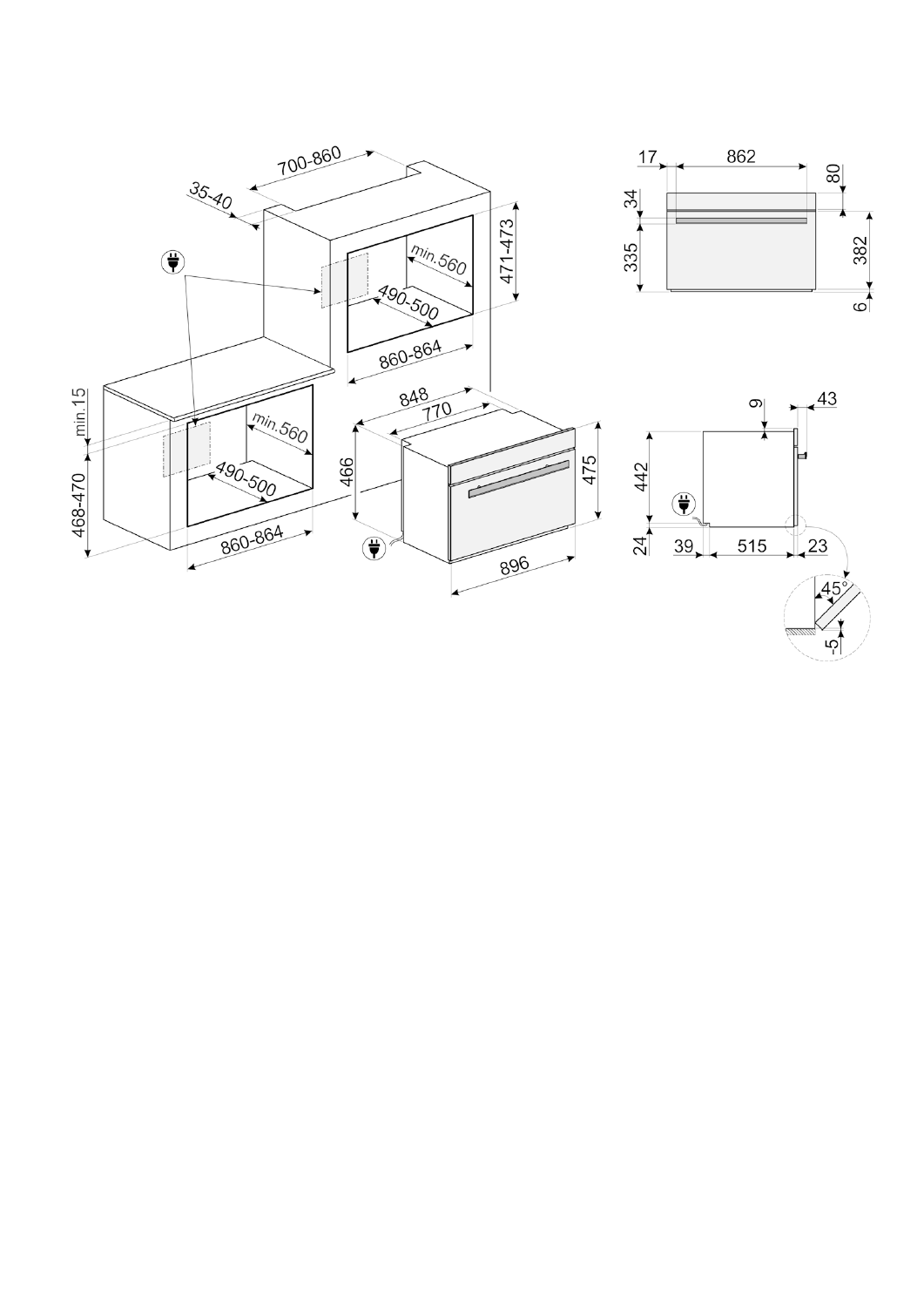700-860

35-40

471-473

min.560

490-500

860-864

min.15

468-470

min.560

490-500

860-864

848

770

466

475

896

17

862

80

34

335

382

6

9

43

442

24

39

515

23

45°

-5